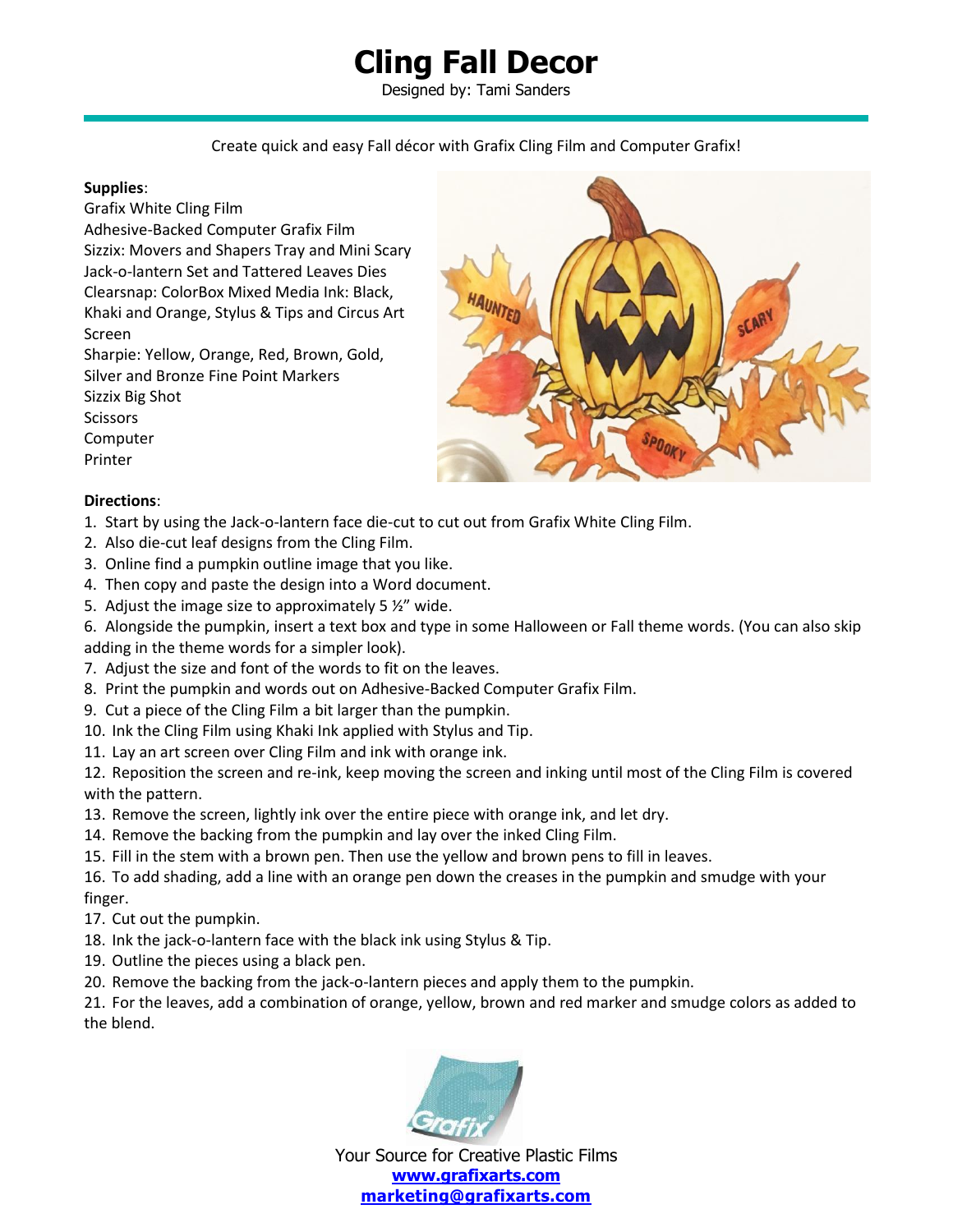# Cling Fall Decor

Designed by: Tami Sanders

Create quick and easy Fall décor with Grafix Cling Film and Computer Grafix!

**Supplies**:

Grafix White Cling Film
Adhesive-Backed Computer Grafix Film
Sizzix: Movers and Shapers Tray and Mini Scary Jack-o-lantern Set and Tattered Leaves Dies
Clearsnap: ColorBox Mixed Media Ink: Black, Khaki and Orange, Stylus & Tips and Circus Art Screen
Sharpie: Yellow, Orange, Red, Brown, Gold, Silver and Bronze Fine Point Markers
Sizzix Big Shot
Scissors
Computer
Printer

**Directions**:

1. Start by using the Jack-o-lantern face die-cut to cut out from Grafix White Cling Film.
2. Also die-cut leaf designs from the Cling Film.
3. Online find a pumpkin outline image that you like.
4. Then copy and paste the design into a Word document.
5. Adjust the image size to approximately 5 ½" wide.
6. Alongside the pumpkin, insert a text box and type in some Halloween or Fall theme words. (You can also skip adding in the theme words for a simpler look).
7. Adjust the size and font of the words to fit on the leaves.
8. Print the pumpkin and words out on Adhesive-Backed Computer Grafix Film.
9. Cut a piece of the Cling Film a bit larger than the pumpkin.
10. Ink the Cling Film using Khaki Ink applied with Stylus and Tip.
11. Lay an art screen over Cling Film and ink with orange ink.
12. Reposition the screen and re-ink, keep moving the screen and inking until most of the Cling Film is covered with the pattern.
13. Remove the screen, lightly ink over the entire piece with orange ink, and let dry.
14. Remove the backing from the pumpkin and lay over the inked Cling Film.
15. Fill in the stem with a brown pen. Then use the yellow and brown pens to fill in leaves.
16. To add shading, add a line with an orange pen down the creases in the pumpkin and smudge with your finger.
17. Cut out the pumpkin.
18. Ink the jack-o-lantern face with the black ink using Stylus & Tip.
19. Outline the pieces using a black pen.
20. Remove the backing from the jack-o-lantern pieces and apply them to the pumpkin.
21. For the leaves, add a combination of orange, yellow, brown and red marker and smudge colors as added to the blend.

Your Source for Creative Plastic Films
**www.grafixarts.com**
**marketing@grafixarts.com**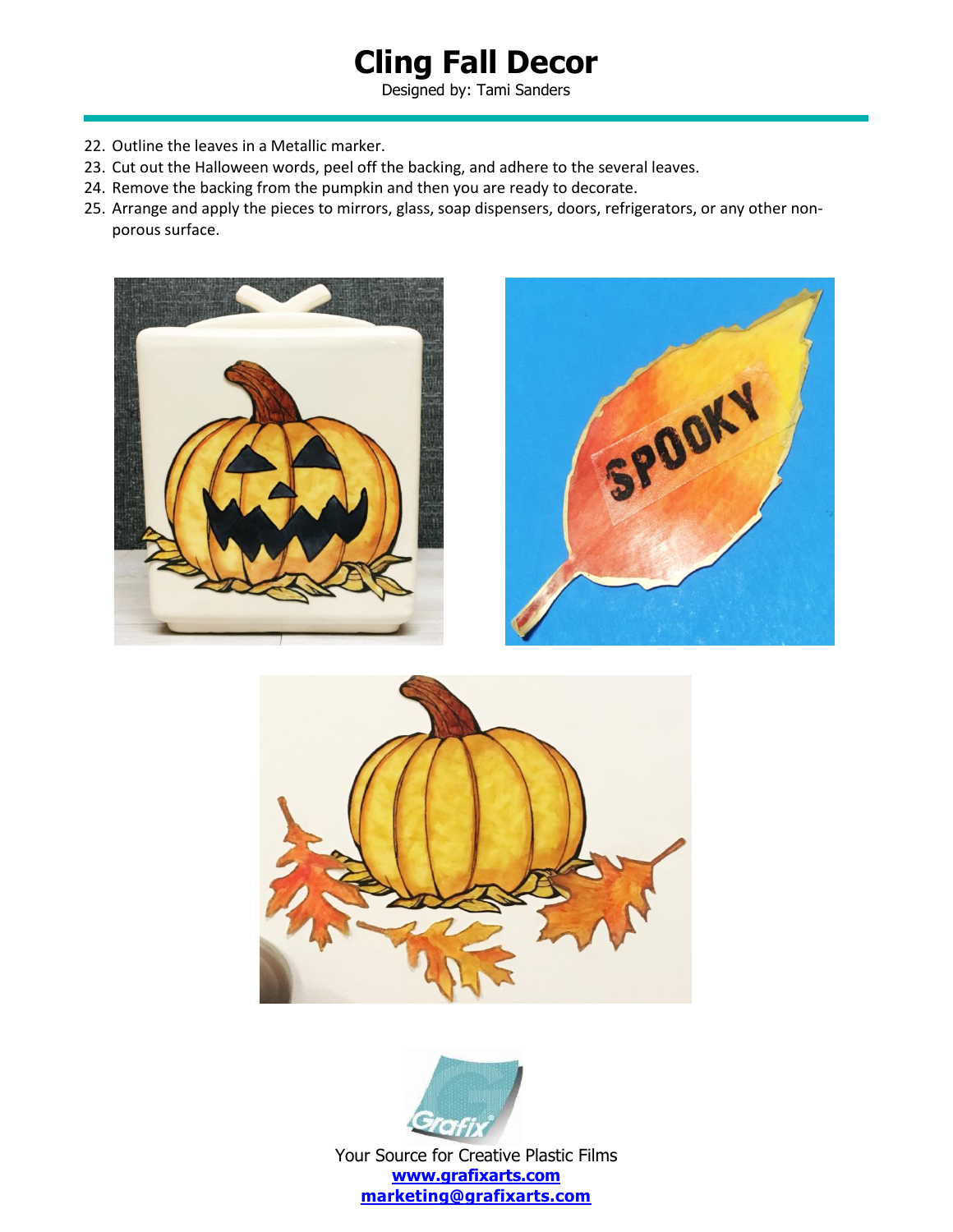# Cling Fall Decor

Designed by: Tami Sanders

22. Outline the leaves in a Metallic marker.
23. Cut out the Halloween words, peel off the backing, and adhere to the several leaves.
24. Remove the backing from the pumpkin and then you are ready to decorate.
25. Arrange and apply the pieces to mirrors, glass, soap dispensers, doors, refrigerators, or any other non-porous surface.

Your Source for Creative Plastic Films
www.grafixarts.com
marketing@grafixarts.com